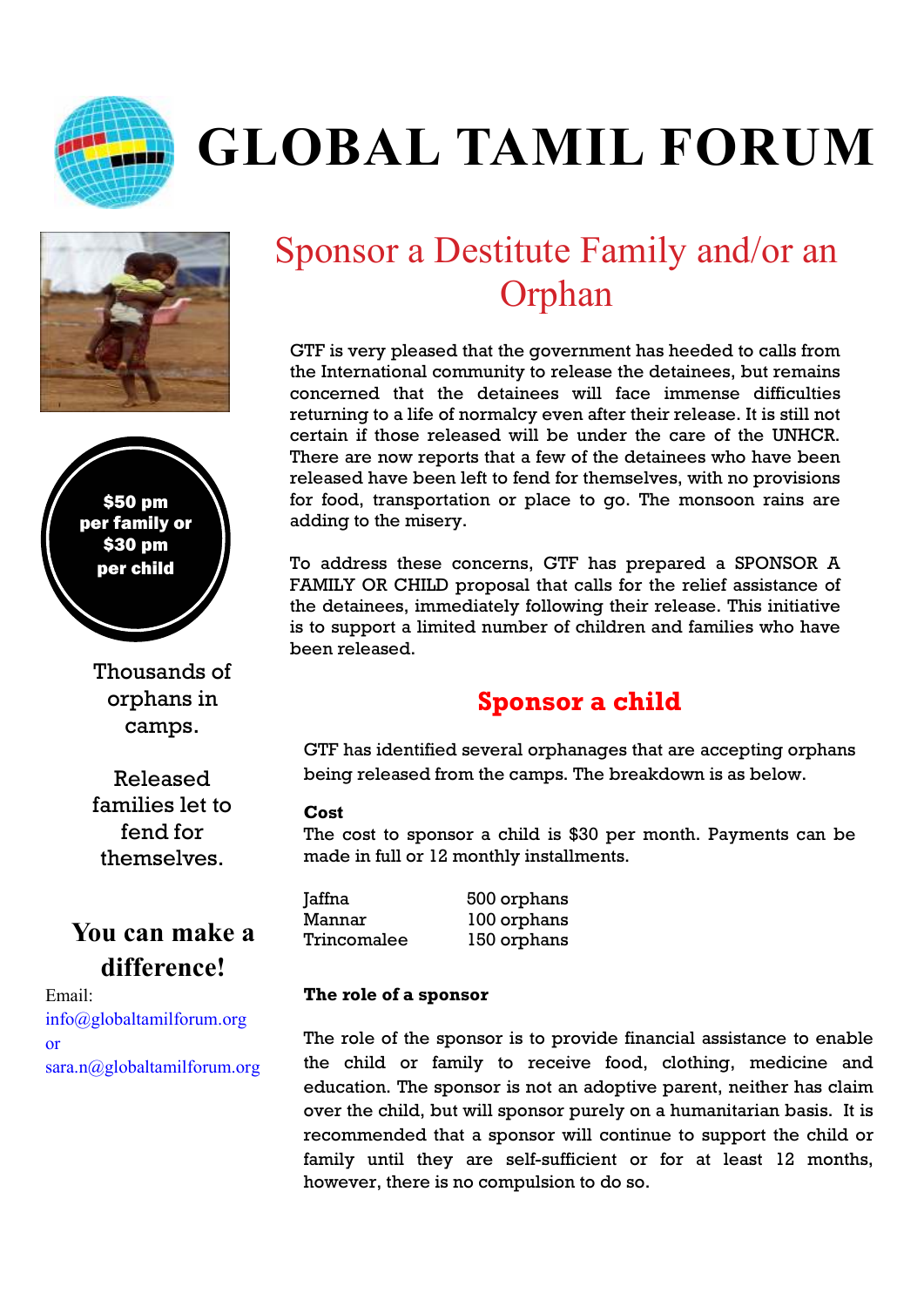# GLOBAL TAMIL FORUM

**$50 pm per family or $30 pm per child**

Thousands of orphans in camps.

Released families let to fend for themselves.

**You can make a difference!**

Email:
info@globaltamilforum.org
or
sara.n@globaltamilforum.org

## Sponsor a Destitute Family and/or an Orphan

GTF is very pleased that the government has heeded to calls from the International community to release the detainees, but remains concerned that the detainees will face immense difficulties returning to a life of normalcy even after their release. It is still not certain if those released will be under the care of the UNHCR. There are now reports that a few of the detainees who have been released have been left to fend for themselves, with no provisions for food, transportation or place to go. The monsoon rains are adding to the misery.

To address these concerns, GTF has prepared a SPONSOR A FAMILY OR CHILD proposal that calls for the relief assistance of the detainees, immediately following their release. This initiative is to support a limited number of children and families who have been released.

### Sponsor a child

GTF has identified several orphanages that are accepting orphans being released from the camps. The breakdown is as below.

**Cost**

The cost to sponsor a child is $30 per month. Payments can be made in full or 12 monthly installments.

| | |
|---|---|
| Jaffna | 500 orphans |
| Mannar | 100 orphans |
| Trincomalee | 150 orphans |

**The role of a sponsor**

The role of the sponsor is to provide financial assistance to enable the child or family to receive food, clothing, medicine and education. The sponsor is not an adoptive parent, neither has claim over the child, but will sponsor purely on a humanitarian basis. It is recommended that a sponsor will continue to support the child or family until they are self-sufficient or for at least 12 months, however, there is no compulsion to do so.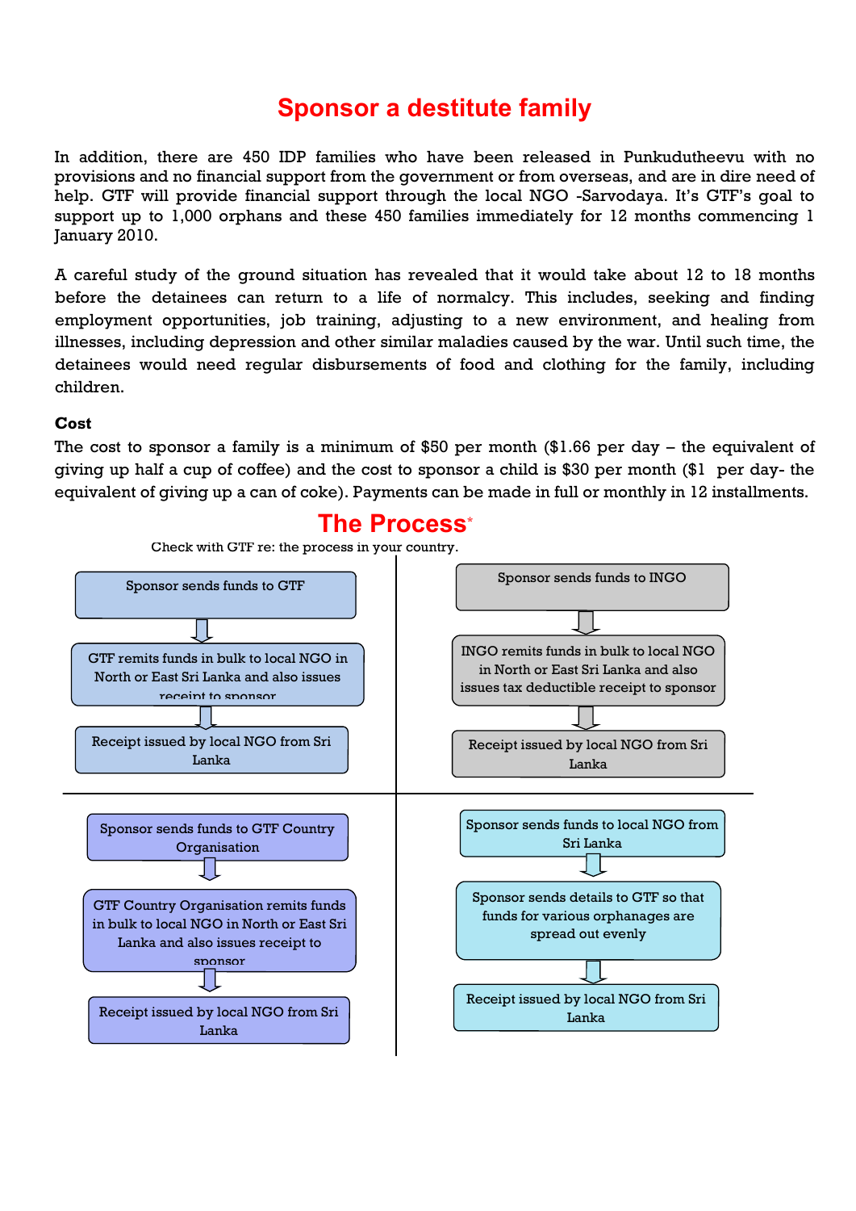# Sponsor a destitute family

In addition, there are 450 IDP families who have been released in Punkudutheevu with no provisions and no financial support from the government or from overseas, and are in dire need of help. GTF will provide financial support through the local NGO -Sarvodaya. It's GTF's goal to support up to 1,000 orphans and these 450 families immediately for 12 months commencing 1 January 2010.

A careful study of the ground situation has revealed that it would take about 12 to 18 months before the detainees can return to a life of normalcy. This includes, seeking and finding employment opportunities, job training, adjusting to a new environment, and healing from illnesses, including depression and other similar maladies caused by the war. Until such time, the detainees would need regular disbursements of food and clothing for the family, including children.

### Cost

The cost to sponsor a family is a minimum of $50 per month ($1.66 per day – the equivalent of giving up half a cup of coffee) and the cost to sponsor a child is $30 per month ($1 per day- the equivalent of giving up a can of coke). Payments can be made in full or monthly in 12 installments.

## The Process*

Check with GTF re: the process in your country.

Sponsor sends funds to GTF
⇩
GTF remits funds in bulk to local NGO in North or East Sri Lanka and also issues receipt to sponsor
⇩
Receipt issued by local NGO from Sri Lanka

Sponsor sends funds to INGO
⇩
INGO remits funds in bulk to local NGO in North or East Sri Lanka and also issues tax deductible receipt to sponsor
⇩
Receipt issued by local NGO from Sri Lanka

Sponsor sends funds to GTF Country Organisation
⇩
GTF Country Organisation remits funds in bulk to local NGO in North or East Sri Lanka and also issues receipt to sponsor
⇩
Receipt issued by local NGO from Sri Lanka

Sponsor sends funds to local NGO from Sri Lanka
⇩
Sponsor sends details to GTF so that funds for various orphanages are spread out evenly
⇩
Receipt issued by local NGO from Sri Lanka